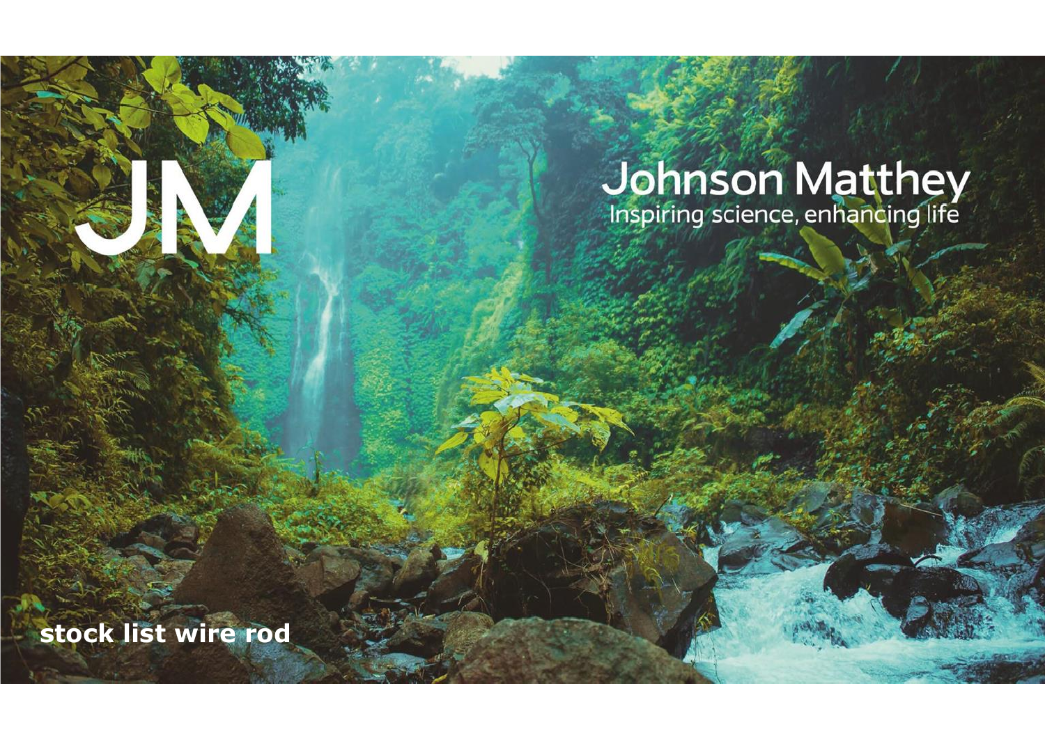JM

# Johnson Matthey

Inspiring science, enhancing life

**stock list wire rod**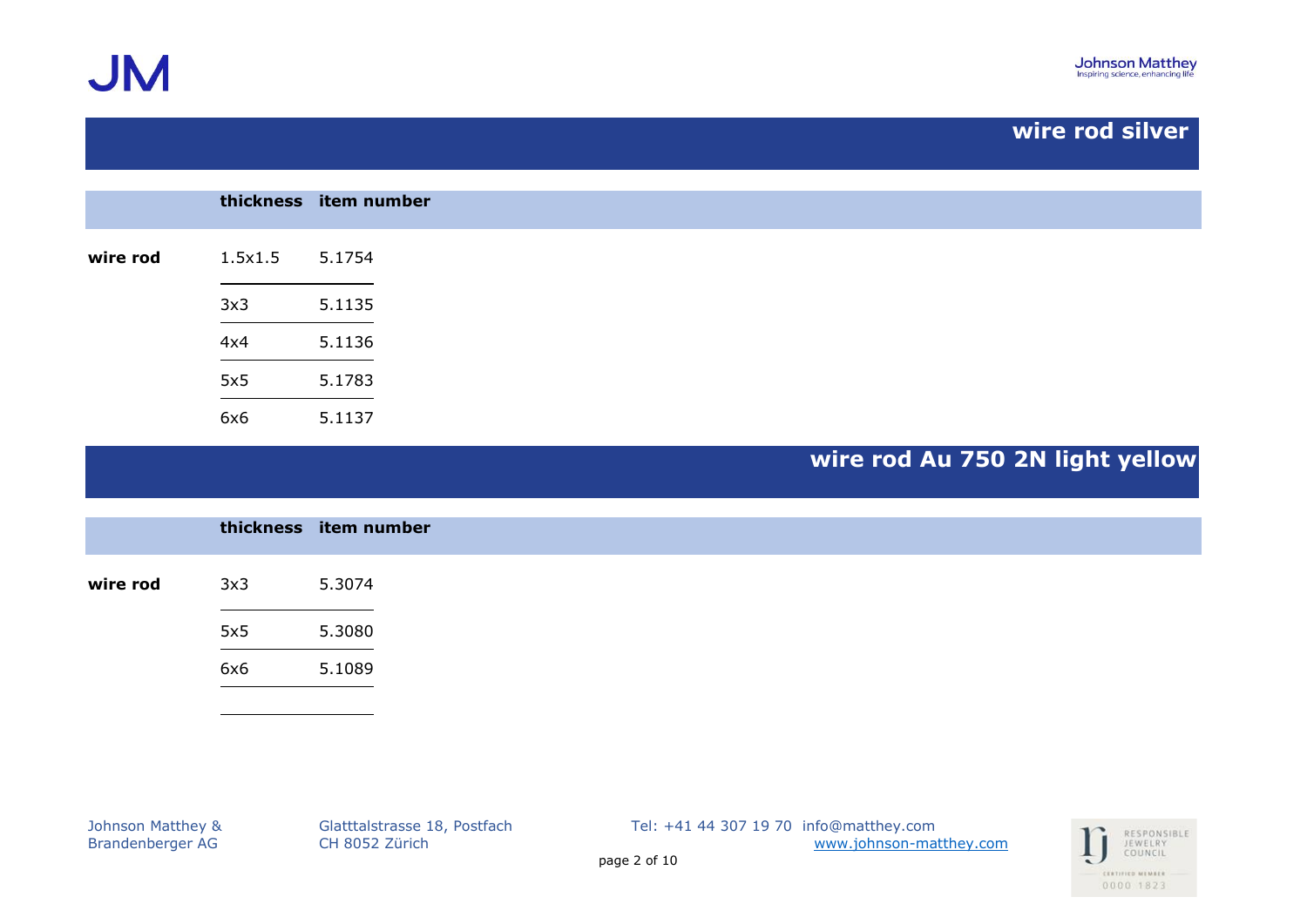## wire rod silver

| | thickness | item number |
|---|---|---|
| wire rod | 1.5x1.5 | 5.1754 |
| | 3x3 | 5.1135 |
| | 4x4 | 5.1136 |
| | 5x5 | 5.1783 |
| | 6x6 | 5.1137 |

## wire rod Au 750 2N light yellow

| | thickness | item number |
|---|---|---|
| wire rod | 3x3 | 5.3074 |
| | 5x5 | 5.3080 |
| | 6x6 | 5.1089 |

Johnson Matthey & Brandenberger AG
Glatttalstrasse 18, Postfach
CH 8052 Zürich
Tel: +41 44 307 19 70 info@matthey.com
www.johnson-matthey.com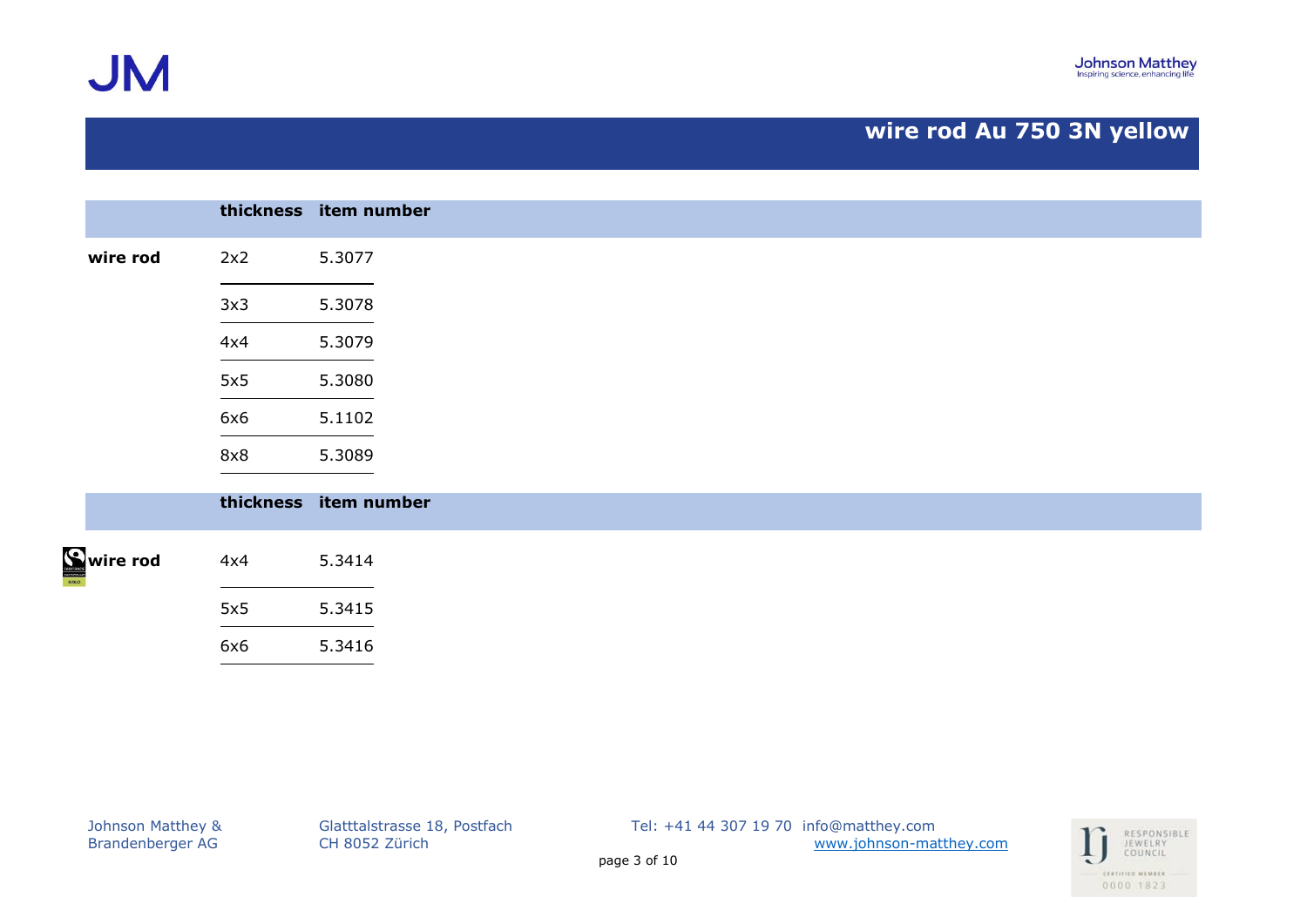# wire rod Au 750 3N yellow

| | thickness | item number |
|---|---|---|
| **wire rod** | 2x2 | 5.3077 |
| | 3x3 | 5.3078 |
| | 4x4 | 5.3079 |
| | 5x5 | 5.3080 |
| | 6x6 | 5.1102 |
| | 8x8 | 5.3089 |

| | thickness | item number |
|---|---|---|
| **wire rod** | 4x4 | 5.3414 |
| | 5x5 | 5.3415 |
| | 6x6 | 5.3416 |

Johnson Matthey & Brandenberger AG
Glatttalstrasse 18, Postfach
CH 8052 Zürich
Tel: +41 44 307 19 70 info@matthey.com
www.johnson-matthey.com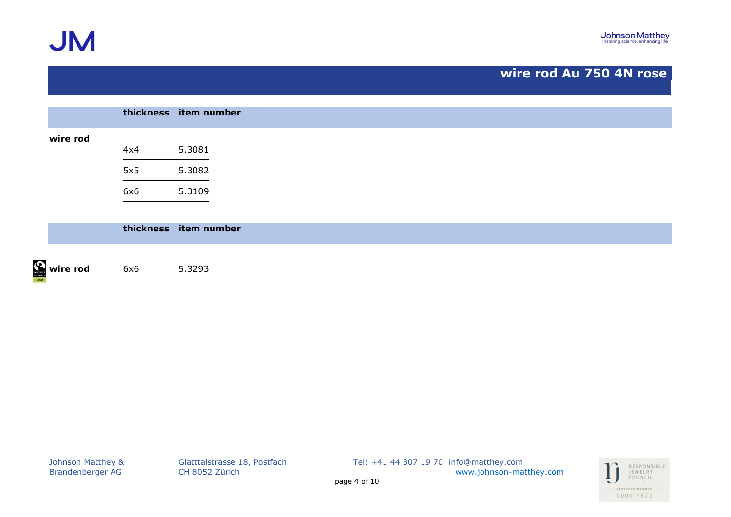# wire rod Au 750 4N rose

| | thickness | item number |
|---|---|---|
| **wire rod** | | |
| | 4x4 | 5.3081 |
| | 5x5 | 5.3082 |
| | 6x6 | 5.3109 |

| | thickness | item number |
|---|---|---|
| **wire rod** | 6x6 | 5.3293 |

Johnson Matthey & Brandenberger AG

Glatttalstrasse 18, Postfach
CH 8052 Zürich

Tel: +41 44 307 19 70 info@matthey.com
www.johnson-matthey.com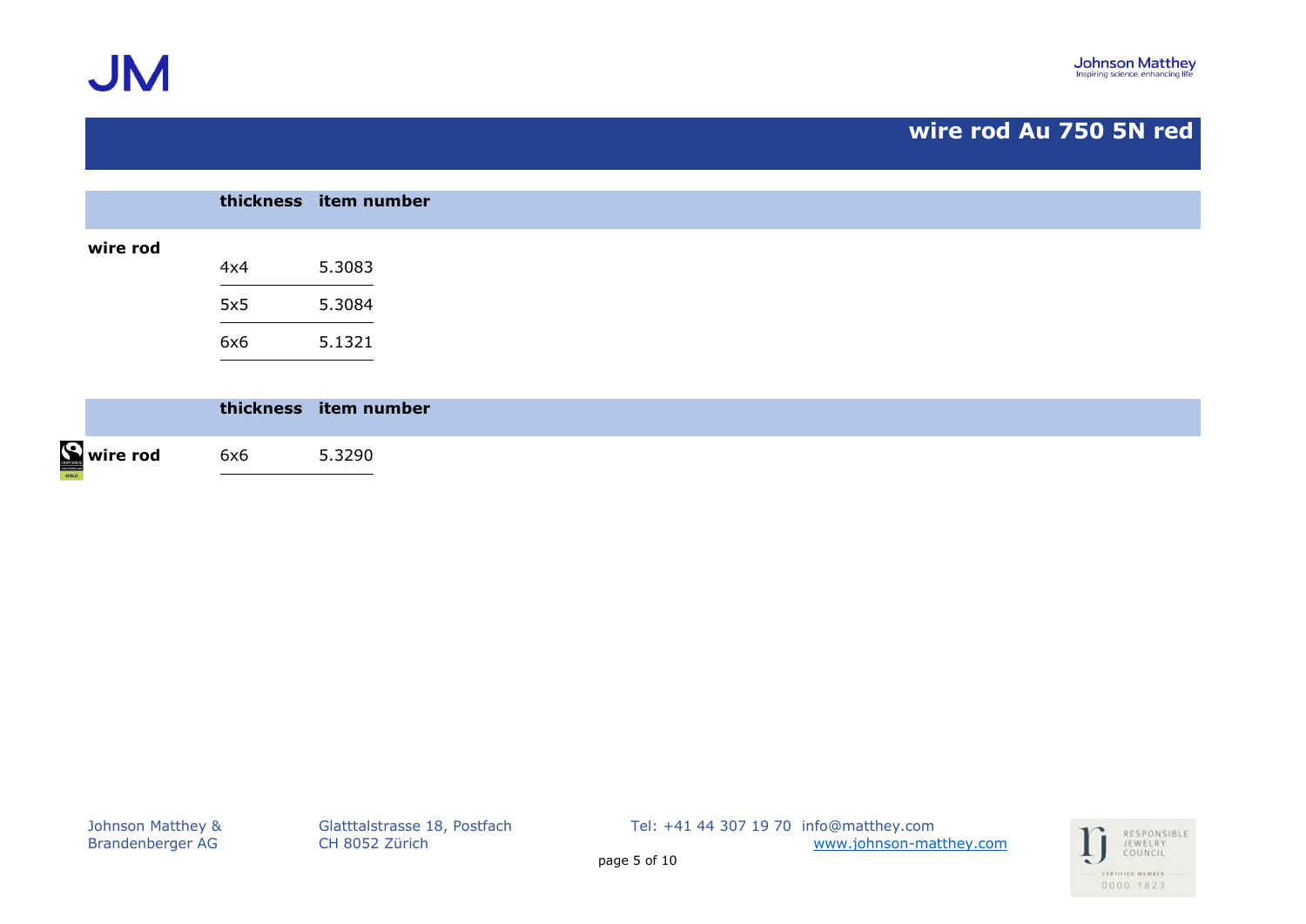# wire rod Au 750 5N red

| | thickness | item number |
|---|---|---|
| **wire rod** | 4x4 | 5.3083 |
| | 5x5 | 5.3084 |
| | 6x6 | 5.1321 |

| | thickness | item number |
|---|---|---|
| **wire rod** | 6x6 | 5.3290 |

Johnson Matthey & Brandenberger AG
Glatttalstrasse 18, Postfach
CH 8052 Zürich
Tel: +41 44 307 19 70 info@matthey.com
www.johnson-matthey.com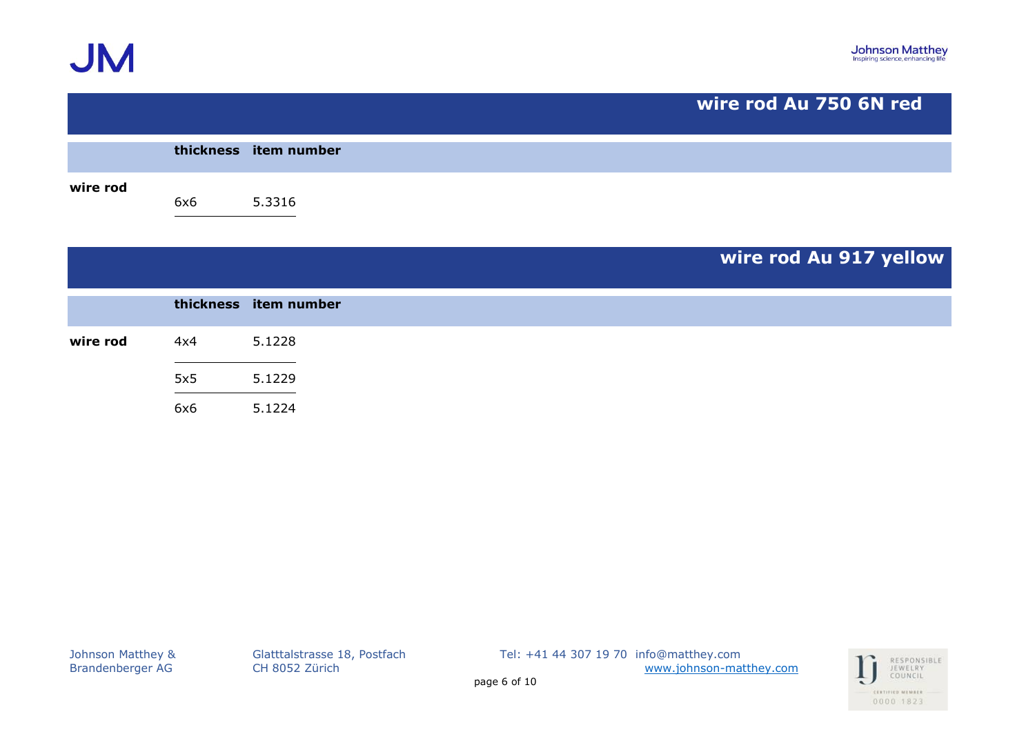## wire rod Au 750 6N red

| | thickness | item number |
|---|---|---|
| wire rod | 6x6 | 5.3316 |

## wire rod Au 917 yellow

| | thickness | item number |
|---|---|---|
| wire rod | 4x4 | 5.1228 |
| | 5x5 | 5.1229 |
| | 6x6 | 5.1224 |

Johnson Matthey & Brandenberger AG
Glatttalstrasse 18, Postfach
CH 8052 Zürich
Tel: +41 44 307 19 70 info@matthey.com
www.johnson-matthey.com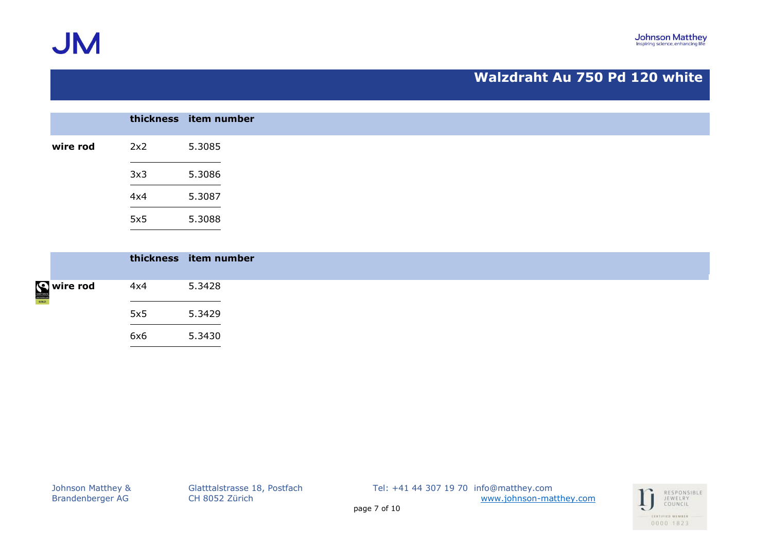# Walzdraht Au 750 Pd 120 white

| | thickness | item number |
|---|---|---|
| **wire rod** | 2x2 | 5.3085 |
| | 3x3 | 5.3086 |
| | 4x4 | 5.3087 |
| | 5x5 | 5.3088 |

| | thickness | item number |
|---|---|---|
| **wire rod** | 4x4 | 5.3428 |
| | 5x5 | 5.3429 |
| | 6x6 | 5.3430 |

Johnson Matthey & Brandenberger AG
Glatttalstrasse 18, Postfach
CH 8052 Zürich
Tel: +41 44 307 19 70 info@matthey.com
www.johnson-matthey.com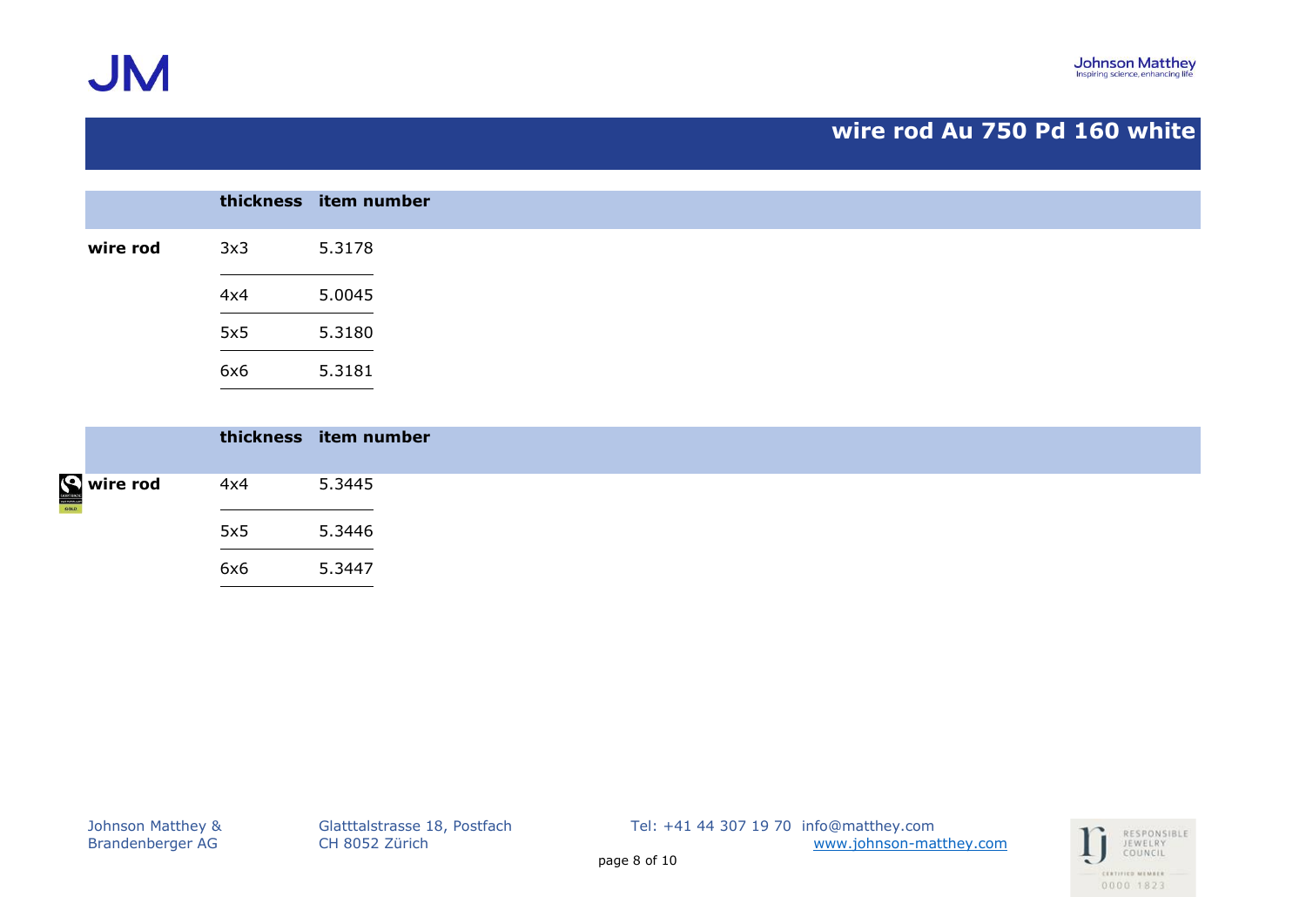# wire rod Au 750 Pd 160 white

| | thickness | item number |
|---|---|---|
| wire rod | 3x3 | 5.3178 |
| | 4x4 | 5.0045 |
| | 5x5 | 5.3180 |
| | 6x6 | 5.3181 |

| | thickness | item number |
|---|---|---|
| wire rod | 4x4 | 5.3445 |
| | 5x5 | 5.3446 |
| | 6x6 | 5.3447 |

Johnson Matthey & Brandenberger AG
Glatttalstrasse 18, Postfach
CH 8052 Zürich
Tel: +41 44 307 19 70 info@matthey.com
www.johnson-matthey.com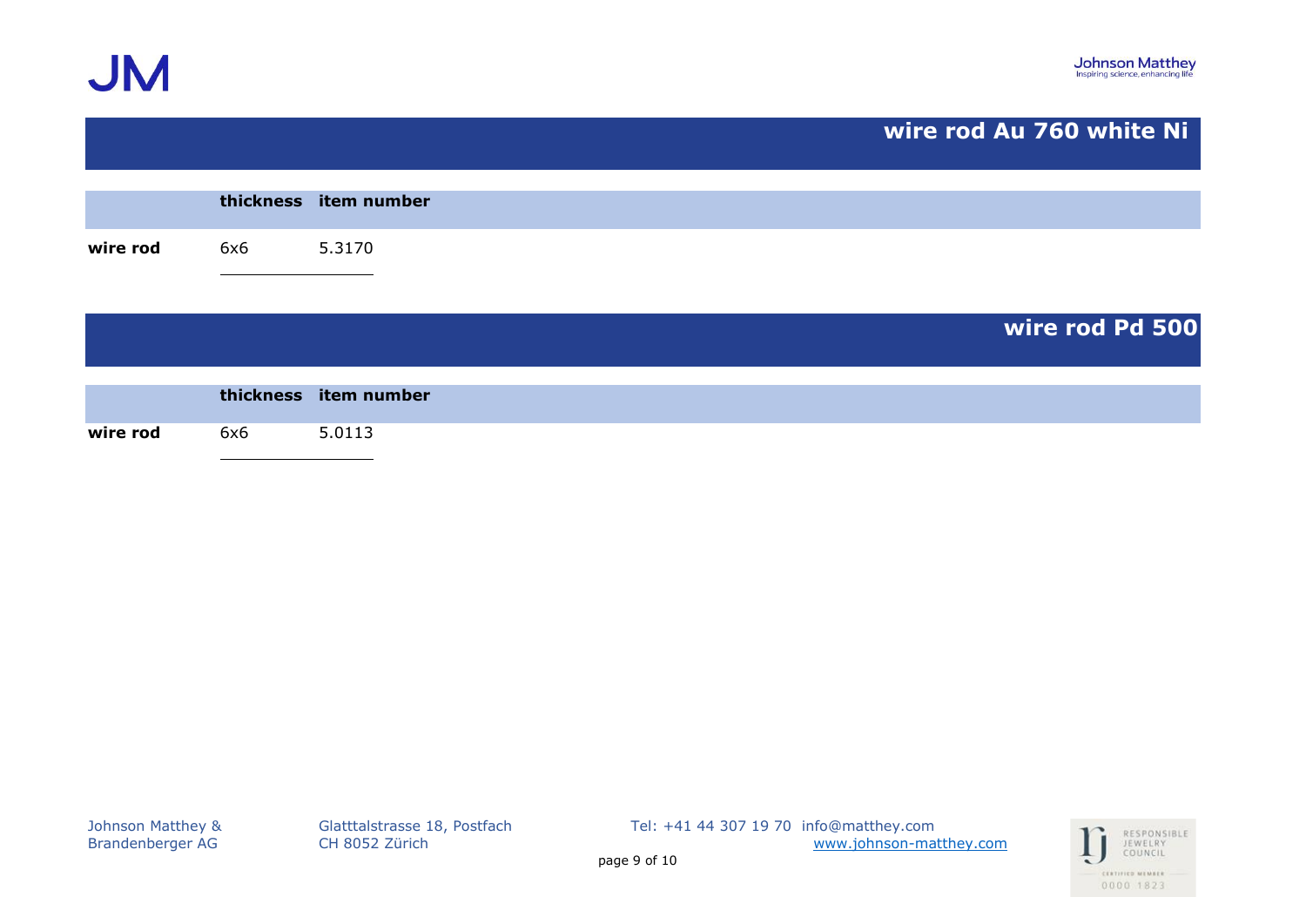## wire rod Au 760 white Ni

| | thickness | item number |
|---|---|---|
| **wire rod** | 6x6 | 5.3170 |

## wire rod Pd 500

| | thickness | item number |
|---|---|---|
| **wire rod** | 6x6 | 5.0113 |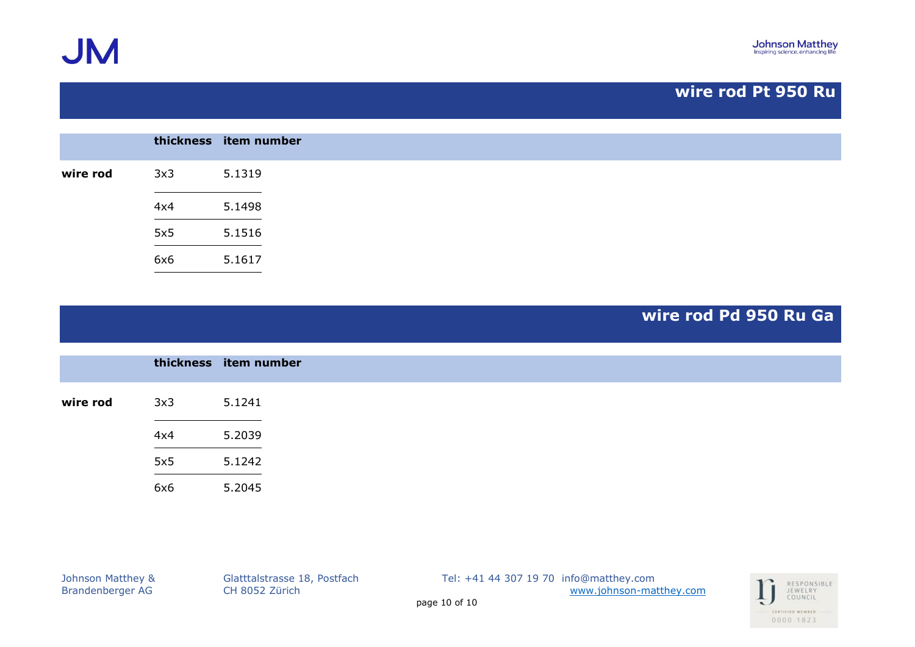## wire rod Pt 950 Ru

| | thickness | item number |
|---|---|---|
| **wire rod** | 3x3 | 5.1319 |
| | 4x4 | 5.1498 |
| | 5x5 | 5.1516 |
| | 6x6 | 5.1617 |

## wire rod Pd 950 Ru Ga

| | thickness | item number |
|---|---|---|
| **wire rod** | 3x3 | 5.1241 |
| | 4x4 | 5.2039 |
| | 5x5 | 5.1242 |
| | 6x6 | 5.2045 |

Johnson Matthey & Brandenberger AG
Glatttalstrasse 18, Postfach
CH 8052 Zürich
Tel: +41 44 307 19 70 info@matthey.com
www.johnson-matthey.com